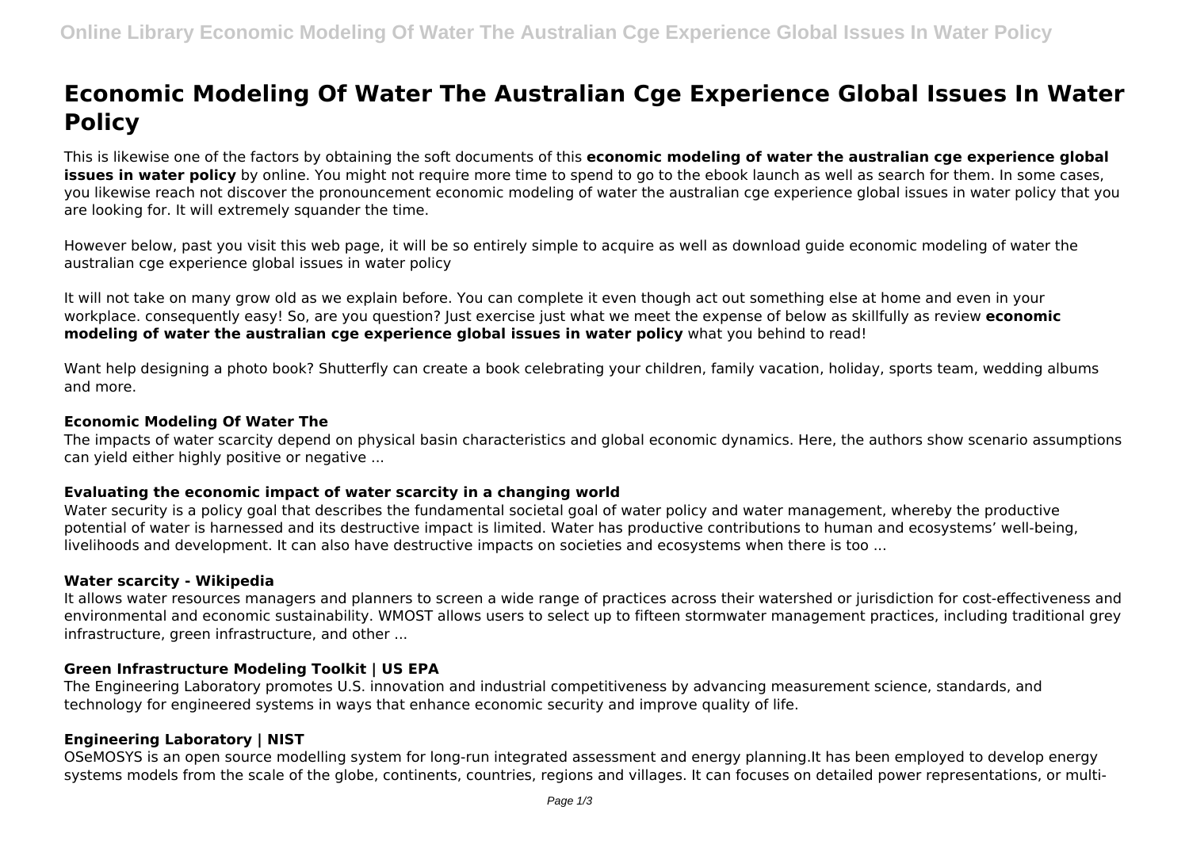# Economic Modeling Of Water The Australian Cge Experience Global Issues In Water Policy

This is likewise one of the factors by obtaining the soft documents of this **economic modeling of water the australian cge experience global issues in water policy** by online. You might not require more time to spend to go to the ebook launch as well as search for them. In some cases, you likewise reach not discover the pronouncement economic modeling of water the australian cge experience global issues in water policy that you are looking for. It will extremely squander the time.

However below, past you visit this web page, it will be so entirely simple to acquire as well as download guide economic modeling of water the australian cge experience global issues in water policy

It will not take on many grow old as we explain before. You can complete it even though act out something else at home and even in your workplace. consequently easy! So, are you question? Just exercise just what we meet the expense of below as skillfully as review **economic modeling of water the australian cge experience global issues in water policy** what you behind to read!

Want help designing a photo book? Shutterfly can create a book celebrating your children, family vacation, holiday, sports team, wedding albums and more.

### Economic Modeling Of Water The

The impacts of water scarcity depend on physical basin characteristics and global economic dynamics. Here, the authors show scenario assumptions can yield either highly positive or negative ...

### Evaluating the economic impact of water scarcity in a changing world

Water security is a policy goal that describes the fundamental societal goal of water policy and water management, whereby the productive potential of water is harnessed and its destructive impact is limited. Water has productive contributions to human and ecosystems' well-being, livelihoods and development. It can also have destructive impacts on societies and ecosystems when there is too ...

### Water scarcity - Wikipedia

It allows water resources managers and planners to screen a wide range of practices across their watershed or jurisdiction for cost-effectiveness and environmental and economic sustainability. WMOST allows users to select up to fifteen stormwater management practices, including traditional grey infrastructure, green infrastructure, and other ...

### Green Infrastructure Modeling Toolkit | US EPA

The Engineering Laboratory promotes U.S. innovation and industrial competitiveness by advancing measurement science, standards, and technology for engineered systems in ways that enhance economic security and improve quality of life.

### Engineering Laboratory | NIST

OSeMOSYS is an open source modelling system for long-run integrated assessment and energy planning.It has been employed to develop energy systems models from the scale of the globe, continents, countries, regions and villages. It can focuses on detailed power representations, or multi-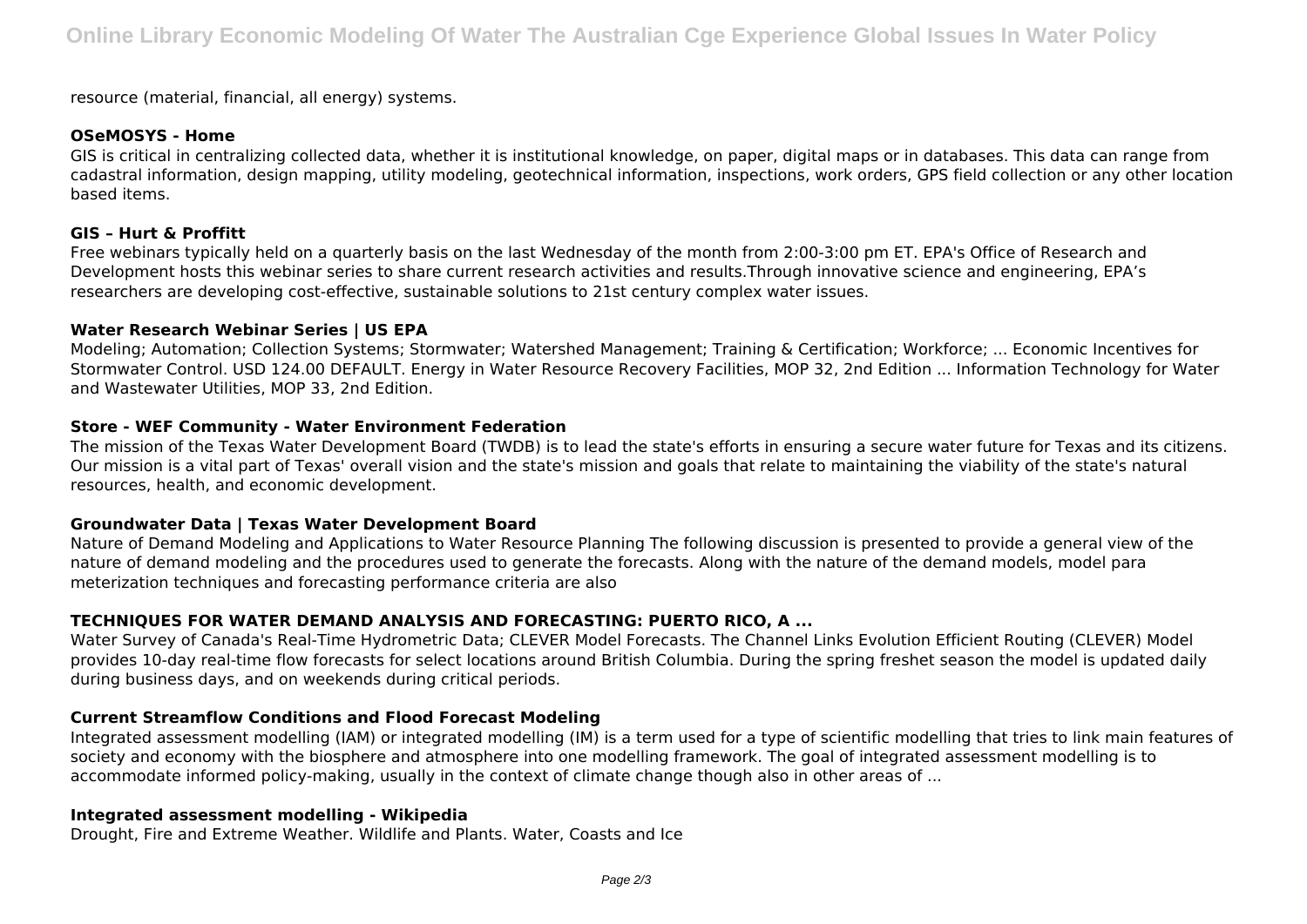resource (material, financial, all energy) systems.

**OSeMOSYS - Home**

GIS is critical in centralizing collected data, whether it is institutional knowledge, on paper, digital maps or in databases. This data can range from cadastral information, design mapping, utility modeling, geotechnical information, inspections, work orders, GPS field collection or any other location based items.

**GIS – Hurt & Proffitt**

Free webinars typically held on a quarterly basis on the last Wednesday of the month from 2:00-3:00 pm ET. EPA's Office of Research and Development hosts this webinar series to share current research activities and results.Through innovative science and engineering, EPA's researchers are developing cost-effective, sustainable solutions to 21st century complex water issues.

**Water Research Webinar Series | US EPA**

Modeling; Automation; Collection Systems; Stormwater; Watershed Management; Training & Certification; Workforce; ... Economic Incentives for Stormwater Control. USD 124.00 DEFAULT. Energy in Water Resource Recovery Facilities, MOP 32, 2nd Edition ... Information Technology for Water and Wastewater Utilities, MOP 33, 2nd Edition.

**Store - WEF Community - Water Environment Federation**

The mission of the Texas Water Development Board (TWDB) is to lead the state's efforts in ensuring a secure water future for Texas and its citizens. Our mission is a vital part of Texas' overall vision and the state's mission and goals that relate to maintaining the viability of the state's natural resources, health, and economic development.

**Groundwater Data | Texas Water Development Board**

Nature of Demand Modeling and Applications to Water Resource Planning The following discussion is presented to provide a general view of the nature of demand modeling and the procedures used to generate the forecasts. Along with the nature of the demand models, model para meterization techniques and forecasting performance criteria are also

**TECHNIQUES FOR WATER DEMAND ANALYSIS AND FORECASTING: PUERTO RICO, A ...**

Water Survey of Canada's Real-Time Hydrometric Data; CLEVER Model Forecasts. The Channel Links Evolution Efficient Routing (CLEVER) Model provides 10-day real-time flow forecasts for select locations around British Columbia. During the spring freshet season the model is updated daily during business days, and on weekends during critical periods.

**Current Streamflow Conditions and Flood Forecast Modeling**

Integrated assessment modelling (IAM) or integrated modelling (IM) is a term used for a type of scientific modelling that tries to link main features of society and economy with the biosphere and atmosphere into one modelling framework. The goal of integrated assessment modelling is to accommodate informed policy-making, usually in the context of climate change though also in other areas of ...

**Integrated assessment modelling - Wikipedia**

Drought, Fire and Extreme Weather. Wildlife and Plants. Water, Coasts and Ice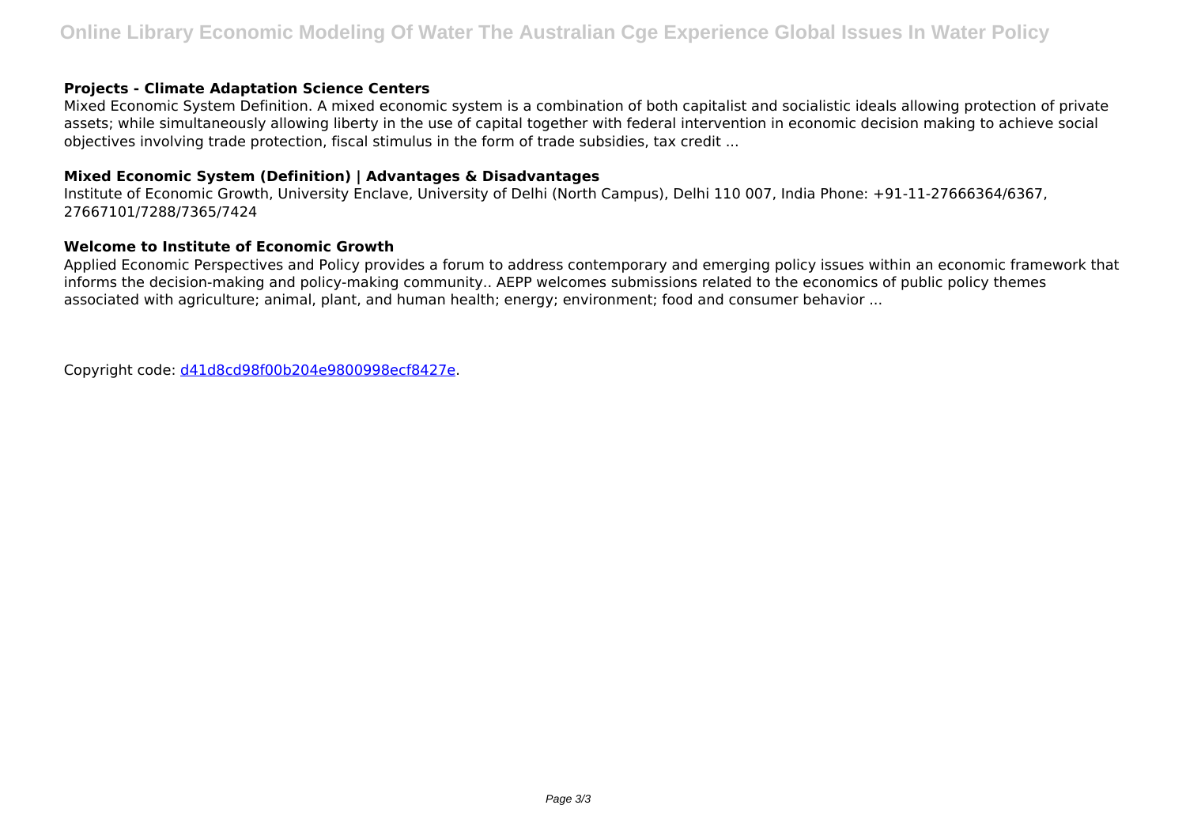**Projects - Climate Adaptation Science Centers**

Mixed Economic System Definition. A mixed economic system is a combination of both capitalist and socialistic ideals allowing protection of private assets; while simultaneously allowing liberty in the use of capital together with federal intervention in economic decision making to achieve social objectives involving trade protection, fiscal stimulus in the form of trade subsidies, tax credit ...

**Mixed Economic System (Definition) | Advantages & Disadvantages**

Institute of Economic Growth, University Enclave, University of Delhi (North Campus), Delhi 110 007, India Phone: +91-11-27666364/6367, 27667101/7288/7365/7424

**Welcome to Institute of Economic Growth**

Applied Economic Perspectives and Policy provides a forum to address contemporary and emerging policy issues within an economic framework that informs the decision-making and policy-making community.. AEPP welcomes submissions related to the economics of public policy themes associated with agriculture; animal, plant, and human health; energy; environment; food and consumer behavior ...

Copyright code: d41d8cd98f00b204e9800998ecf8427e.